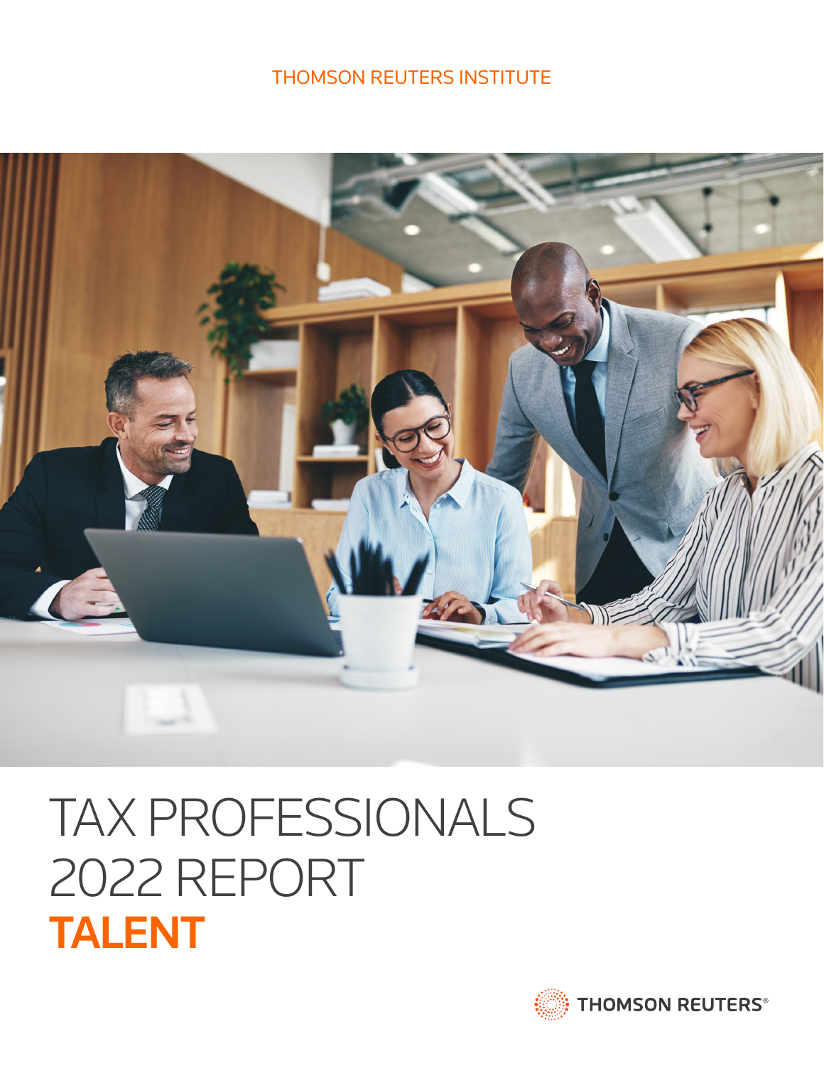THOMSON REUTERS INSTITUTE

# TAX PROFESSIONALS 2022 REPORT

# TALENT

THOMSON REUTERS®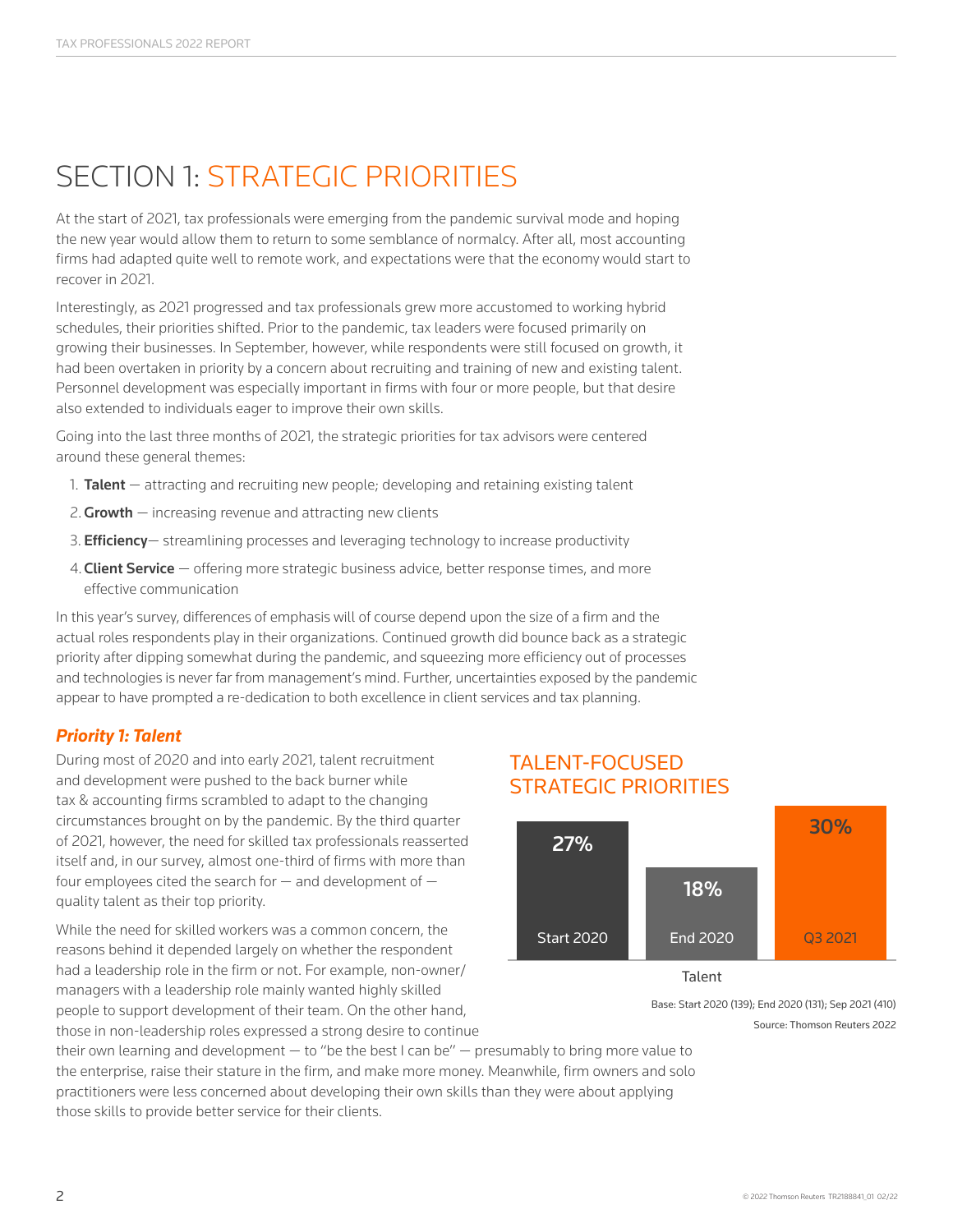# SECTION 1: STRATEGIC PRIORITIES

At the start of 2021, tax professionals were emerging from the pandemic survival mode and hoping the new year would allow them to return to some semblance of normalcy. After all, most accounting firms had adapted quite well to remote work, and expectations were that the economy would start to recover in 2021.

Interestingly, as 2021 progressed and tax professionals grew more accustomed to working hybrid schedules, their priorities shifted. Prior to the pandemic, tax leaders were focused primarily on growing their businesses. In September, however, while respondents were still focused on growth, it had been overtaken in priority by a concern about recruiting and training of new and existing talent. Personnel development was especially important in firms with four or more people, but that desire also extended to individuals eager to improve their own skills.

Going into the last three months of 2021, the strategic priorities for tax advisors were centered around these general themes:

1. **Talent** — attracting and recruiting new people; developing and retaining existing talent
2. **Growth** — increasing revenue and attracting new clients
3. **Efficiency**— streamlining processes and leveraging technology to increase productivity
4. **Client Service** — offering more strategic business advice, better response times, and more effective communication

In this year's survey, differences of emphasis will of course depend upon the size of a firm and the actual roles respondents play in their organizations. Continued growth did bounce back as a strategic priority after dipping somewhat during the pandemic, and squeezing more efficiency out of processes and technologies is never far from management's mind. Further, uncertainties exposed by the pandemic appear to have prompted a re-dedication to both excellence in client services and tax planning.

### *Priority 1: Talent*

During most of 2020 and into early 2021, talent recruitment and development were pushed to the back burner while tax & accounting firms scrambled to adapt to the changing circumstances brought on by the pandemic. By the third quarter of 2021, however, the need for skilled tax professionals reasserted itself and, in our survey, almost one-third of firms with more than four employees cited the search for — and development of — quality talent as their top priority.

While the need for skilled workers was a common concern, the reasons behind it depended largely on whether the respondent had a leadership role in the firm or not. For example, non-owner/managers with a leadership role mainly wanted highly skilled people to support development of their team. On the other hand, those in non-leadership roles expressed a strong desire to continue their own learning and development — to "be the best I can be" — presumably to bring more value to the enterprise, raise their stature in the firm, and make more money. Meanwhile, firm owners and solo practitioners were less concerned about developing their own skills than they were about applying those skills to provide better service for their clients.

## TALENT-FOCUSED STRATEGIC PRIORITIES

| Talent | Start 2020 | End 2020 | Q3 2021 |
|---|---|---|---|
| | 27% | 18% | 30% |

Base: Start 2020 (139); End 2020 (131); Sep 2021 (410)

Source: Thomson Reuters 2022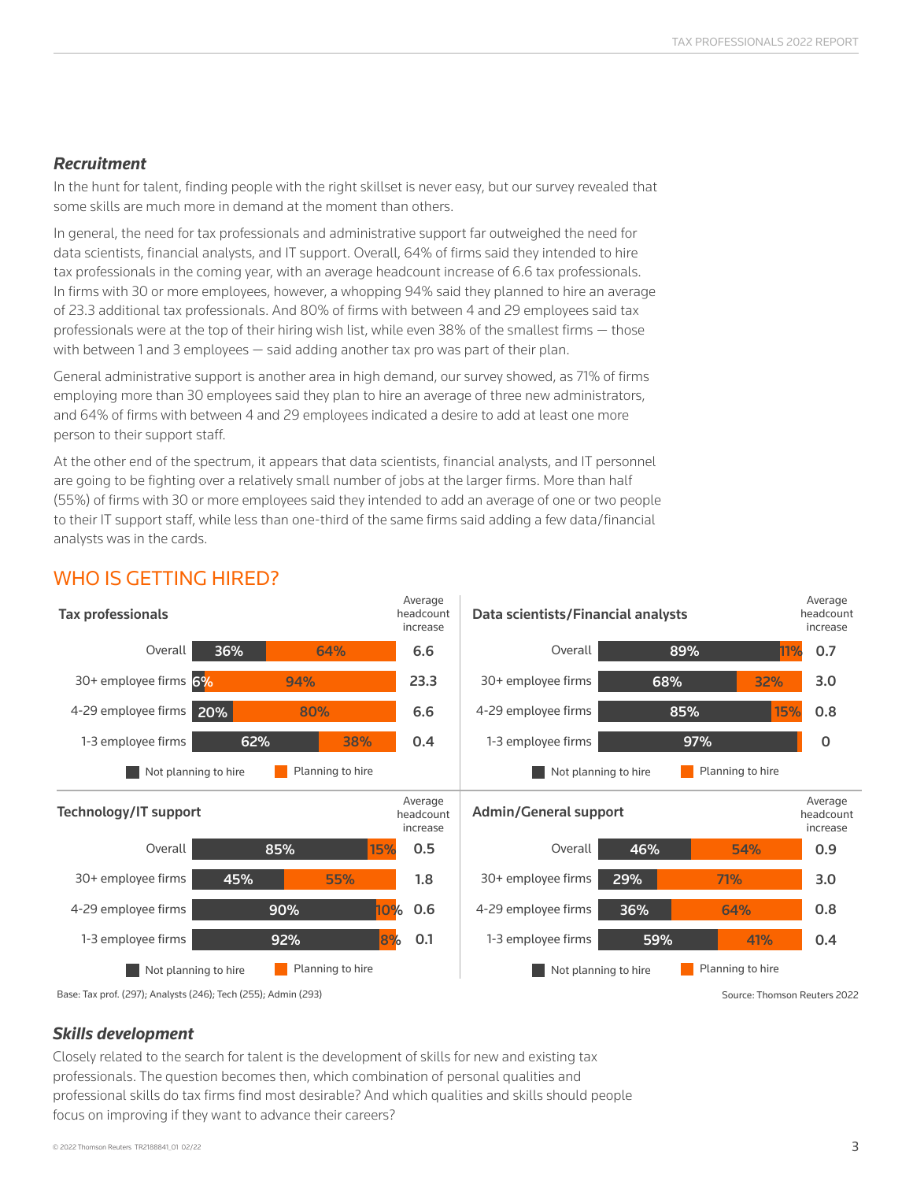### *Recruitment*

In the hunt for talent, finding people with the right skillset is never easy, but our survey revealed that some skills are much more in demand at the moment than others.

In general, the need for tax professionals and administrative support far outweighed the need for data scientists, financial analysts, and IT support. Overall, 64% of firms said they intended to hire tax professionals in the coming year, with an average headcount increase of 6.6 tax professionals. In firms with 30 or more employees, however, a whopping 94% said they planned to hire an average of 23.3 additional tax professionals. And 80% of firms with between 4 and 29 employees said tax professionals were at the top of their hiring wish list, while even 38% of the smallest firms — those with between 1 and 3 employees — said adding another tax pro was part of their plan.

General administrative support is another area in high demand, our survey showed, as 71% of firms employing more than 30 employees said they plan to hire an average of three new administrators, and 64% of firms with between 4 and 29 employees indicated a desire to add at least one more person to their support staff.

At the other end of the spectrum, it appears that data scientists, financial analysts, and IT personnel are going to be fighting over a relatively small number of jobs at the larger firms. More than half (55%) of firms with 30 or more employees said they intended to add an average of one or two people to their IT support staff, while less than one-third of the same firms said adding a few data/financial analysts was in the cards.

## WHO IS GETTING HIRED?

**Tax professionals**

| | Not planning to hire | Planning to hire | Average headcount increase |
|---|---|---|---|
| Overall | 36% | 64% | 6.6 |
| 30+ employee firms | 6% | 94% | 23.3 |
| 4-29 employee firms | 20% | 80% | 6.6 |
| 1-3 employee firms | 62% | 38% | 0.4 |

**Data scientists/Financial analysts**

| | Not planning to hire | Planning to hire | Average headcount increase |
|---|---|---|---|
| Overall | 89% | 11% | 0.7 |
| 30+ employee firms | 68% | 32% | 3.0 |
| 4-29 employee firms | 85% | 15% | 0.8 |
| 1-3 employee firms | 97% | | 0 |

**Technology/IT support**

| | Not planning to hire | Planning to hire | Average headcount increase |
|---|---|---|---|
| Overall | 85% | 15% | 0.5 |
| 30+ employee firms | 45% | 55% | 1.8 |
| 4-29 employee firms | 90% | 10% | 0.6 |
| 1-3 employee firms | 92% | 8% | 0.1 |

**Admin/General support**

| | Not planning to hire | Planning to hire | Average headcount increase |
|---|---|---|---|
| Overall | 46% | 54% | 0.9 |
| 30+ employee firms | 29% | 71% | 3.0 |
| 4-29 employee firms | 36% | 64% | 0.8 |
| 1-3 employee firms | 59% | 41% | 0.4 |

Base: Tax prof. (297); Analysts (246); Tech (255); Admin (293)

Source: Thomson Reuters 2022

### *Skills development*

Closely related to the search for talent is the development of skills for new and existing tax professionals. The question becomes then, which combination of personal qualities and professional skills do tax firms find most desirable? And which qualities and skills should people focus on improving if they want to advance their careers?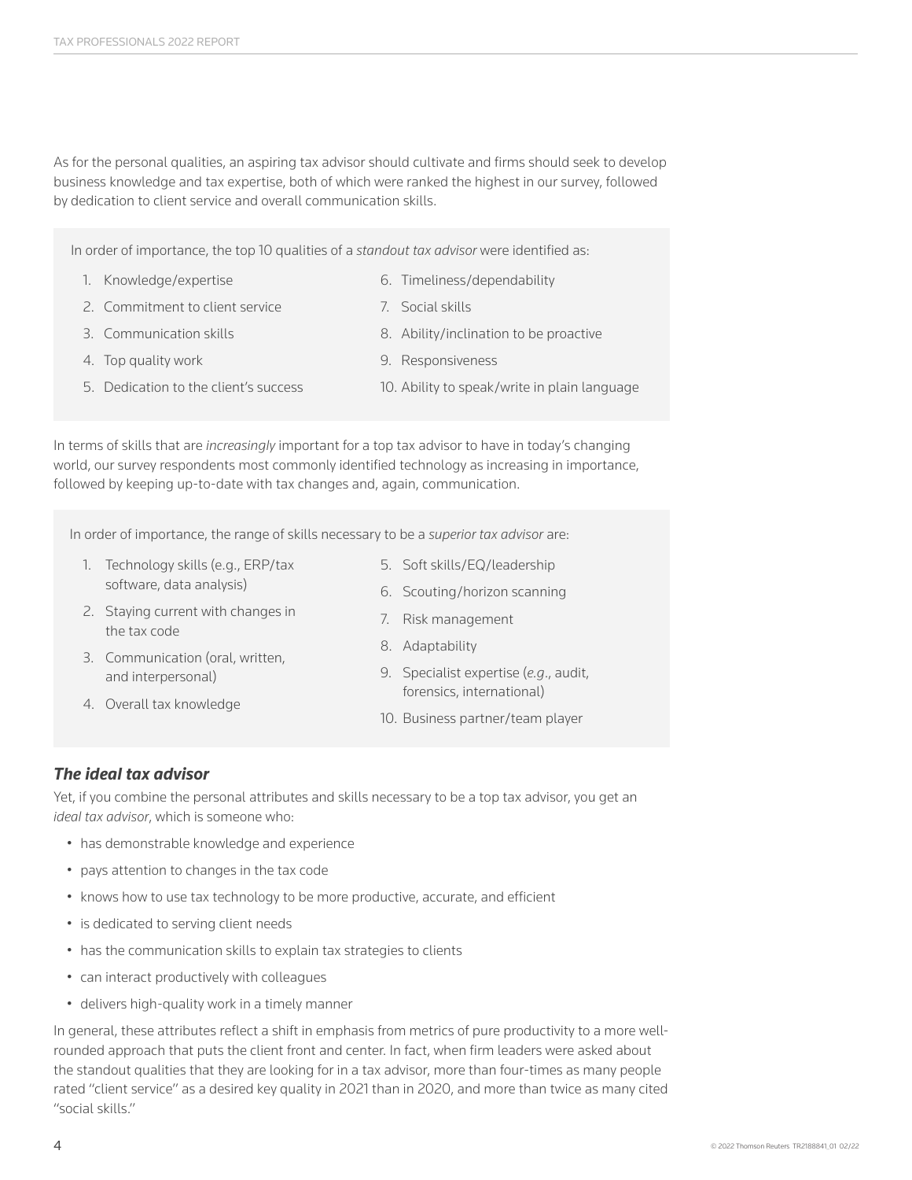As for the personal qualities, an aspiring tax advisor should cultivate and firms should seek to develop business knowledge and tax expertise, both of which were ranked the highest in our survey, followed by dedication to client service and overall communication skills.

In order of importance, the top 10 qualities of a *standout tax advisor* were identified as:

1. Knowledge/expertise
2. Commitment to client service
3. Communication skills
4. Top quality work
5. Dedication to the client's success
6. Timeliness/dependability
7. Social skills
8. Ability/inclination to be proactive
9. Responsiveness
10. Ability to speak/write in plain language

In terms of skills that are *increasingly* important for a top tax advisor to have in today's changing world, our survey respondents most commonly identified technology as increasing in importance, followed by keeping up-to-date with tax changes and, again, communication.

In order of importance, the range of skills necessary to be a *superior tax advisor* are:

1. Technology skills (e.g., ERP/tax software, data analysis)
2. Staying current with changes in the tax code
3. Communication (oral, written, and interpersonal)
4. Overall tax knowledge
5. Soft skills/EQ/leadership
6. Scouting/horizon scanning
7. Risk management
8. Adaptability
9. Specialist expertise (*e.g.*, audit, forensics, international)
10. Business partner/team player

### *The ideal tax advisor*

Yet, if you combine the personal attributes and skills necessary to be a top tax advisor, you get an *ideal tax advisor*, which is someone who:

- has demonstrable knowledge and experience
- pays attention to changes in the tax code
- knows how to use tax technology to be more productive, accurate, and efficient
- is dedicated to serving client needs
- has the communication skills to explain tax strategies to clients
- can interact productively with colleagues
- delivers high-quality work in a timely manner

In general, these attributes reflect a shift in emphasis from metrics of pure productivity to a more well-rounded approach that puts the client front and center. In fact, when firm leaders were asked about the standout qualities that they are looking for in a tax advisor, more than four-times as many people rated "client service" as a desired key quality in 2021 than in 2020, and more than twice as many cited "social skills."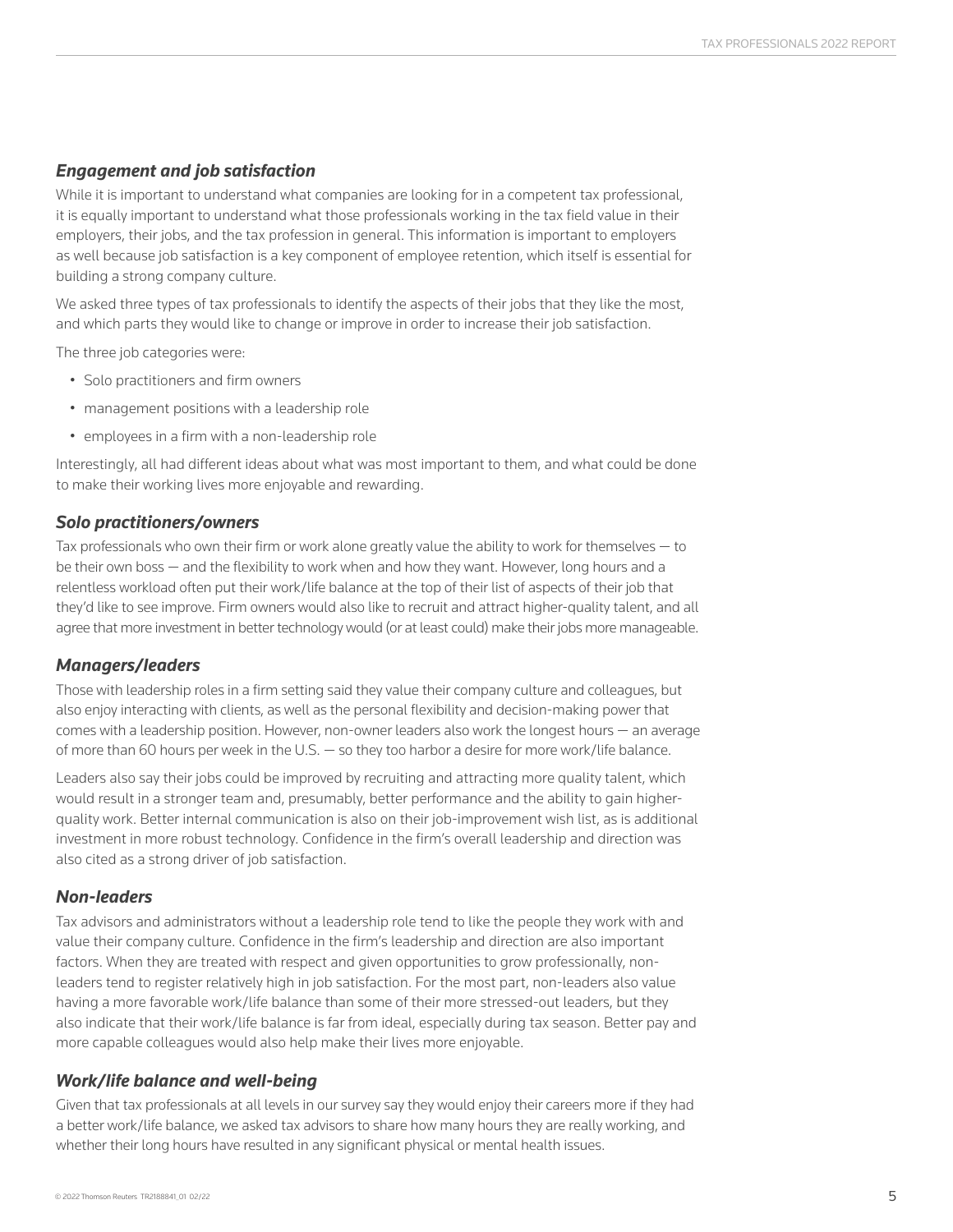### *Engagement and job satisfaction*

While it is important to understand what companies are looking for in a competent tax professional, it is equally important to understand what those professionals working in the tax field value in their employers, their jobs, and the tax profession in general. This information is important to employers as well because job satisfaction is a key component of employee retention, which itself is essential for building a strong company culture.

We asked three types of tax professionals to identify the aspects of their jobs that they like the most, and which parts they would like to change or improve in order to increase their job satisfaction.

The three job categories were:

- Solo practitioners and firm owners
- management positions with a leadership role
- employees in a firm with a non-leadership role

Interestingly, all had different ideas about what was most important to them, and what could be done to make their working lives more enjoyable and rewarding.

### *Solo practitioners/owners*

Tax professionals who own their firm or work alone greatly value the ability to work for themselves — to be their own boss — and the flexibility to work when and how they want. However, long hours and a relentless workload often put their work/life balance at the top of their list of aspects of their job that they'd like to see improve. Firm owners would also like to recruit and attract higher-quality talent, and all agree that more investment in better technology would (or at least could) make their jobs more manageable.

### *Managers/leaders*

Those with leadership roles in a firm setting said they value their company culture and colleagues, but also enjoy interacting with clients, as well as the personal flexibility and decision-making power that comes with a leadership position. However, non-owner leaders also work the longest hours — an average of more than 60 hours per week in the U.S. — so they too harbor a desire for more work/life balance.

Leaders also say their jobs could be improved by recruiting and attracting more quality talent, which would result in a stronger team and, presumably, better performance and the ability to gain higher-quality work. Better internal communication is also on their job-improvement wish list, as is additional investment in more robust technology. Confidence in the firm's overall leadership and direction was also cited as a strong driver of job satisfaction.

### *Non-leaders*

Tax advisors and administrators without a leadership role tend to like the people they work with and value their company culture. Confidence in the firm's leadership and direction are also important factors. When they are treated with respect and given opportunities to grow professionally, non-leaders tend to register relatively high in job satisfaction. For the most part, non-leaders also value having a more favorable work/life balance than some of their more stressed-out leaders, but they also indicate that their work/life balance is far from ideal, especially during tax season. Better pay and more capable colleagues would also help make their lives more enjoyable.

### *Work/life balance and well-being*

Given that tax professionals at all levels in our survey say they would enjoy their careers more if they had a better work/life balance, we asked tax advisors to share how many hours they are really working, and whether their long hours have resulted in any significant physical or mental health issues.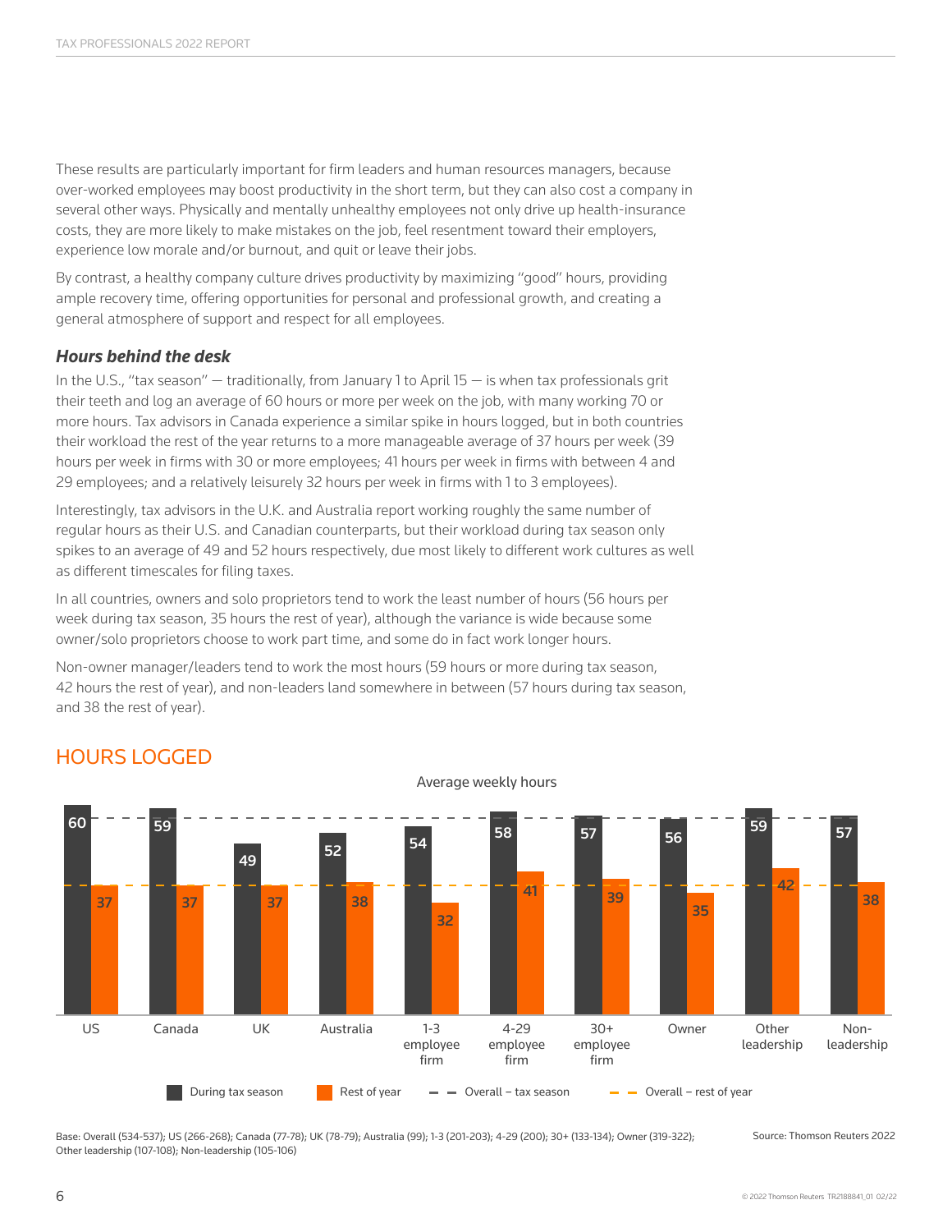These results are particularly important for firm leaders and human resources managers, because over-worked employees may boost productivity in the short term, but they can also cost a company in several other ways. Physically and mentally unhealthy employees not only drive up health-insurance costs, they are more likely to make mistakes on the job, feel resentment toward their employers, experience low morale and/or burnout, and quit or leave their jobs.

By contrast, a healthy company culture drives productivity by maximizing "good" hours, providing ample recovery time, offering opportunities for personal and professional growth, and creating a general atmosphere of support and respect for all employees.

### *Hours behind the desk*

In the U.S., "tax season" — traditionally, from January 1 to April 15 — is when tax professionals grit their teeth and log an average of 60 hours or more per week on the job, with many working 70 or more hours. Tax advisors in Canada experience a similar spike in hours logged, but in both countries their workload the rest of the year returns to a more manageable average of 37 hours per week (39 hours per week in firms with 30 or more employees; 41 hours per week in firms with between 4 and 29 employees; and a relatively leisurely 32 hours per week in firms with 1 to 3 employees).

Interestingly, tax advisors in the U.K. and Australia report working roughly the same number of regular hours as their U.S. and Canadian counterparts, but their workload during tax season only spikes to an average of 49 and 52 hours respectively, due most likely to different work cultures as well as different timescales for filing taxes.

In all countries, owners and solo proprietors tend to work the least number of hours (56 hours per week during tax season, 35 hours the rest of year), although the variance is wide because some owner/solo proprietors choose to work part time, and some do in fact work longer hours.

Non-owner manager/leaders tend to work the most hours (59 hours or more during tax season, 42 hours the rest of year), and non-leaders land somewhere in between (57 hours during tax season, and 38 the rest of year).

## HOURS LOGGED

Average weekly hours

| | During tax season | Rest of year |
|---|---|---|
| US | 60 | 37 |
| Canada | 59 | 37 |
| UK | 49 | 37 |
| Australia | 52 | 38 |
| 1-3 employee firm | 54 | 32 |
| 4-29 employee firm | 58 | 41 |
| 30+ employee firm | 57 | 39 |
| Owner | 56 | 35 |
| Other leadership | 59 | 42 |
| Non-leadership | 57 | 38 |

Legend: During tax season; Rest of year; Overall – tax season; Overall – rest of year

Base: Overall (534-537); US (266-268); Canada (77-78); UK (78-79); Australia (99); 1-3 (201-203); 4-29 (200); 30+ (133-134); Owner (319-322); Other leadership (107-108); Non-leadership (105-106)

Source: Thomson Reuters 2022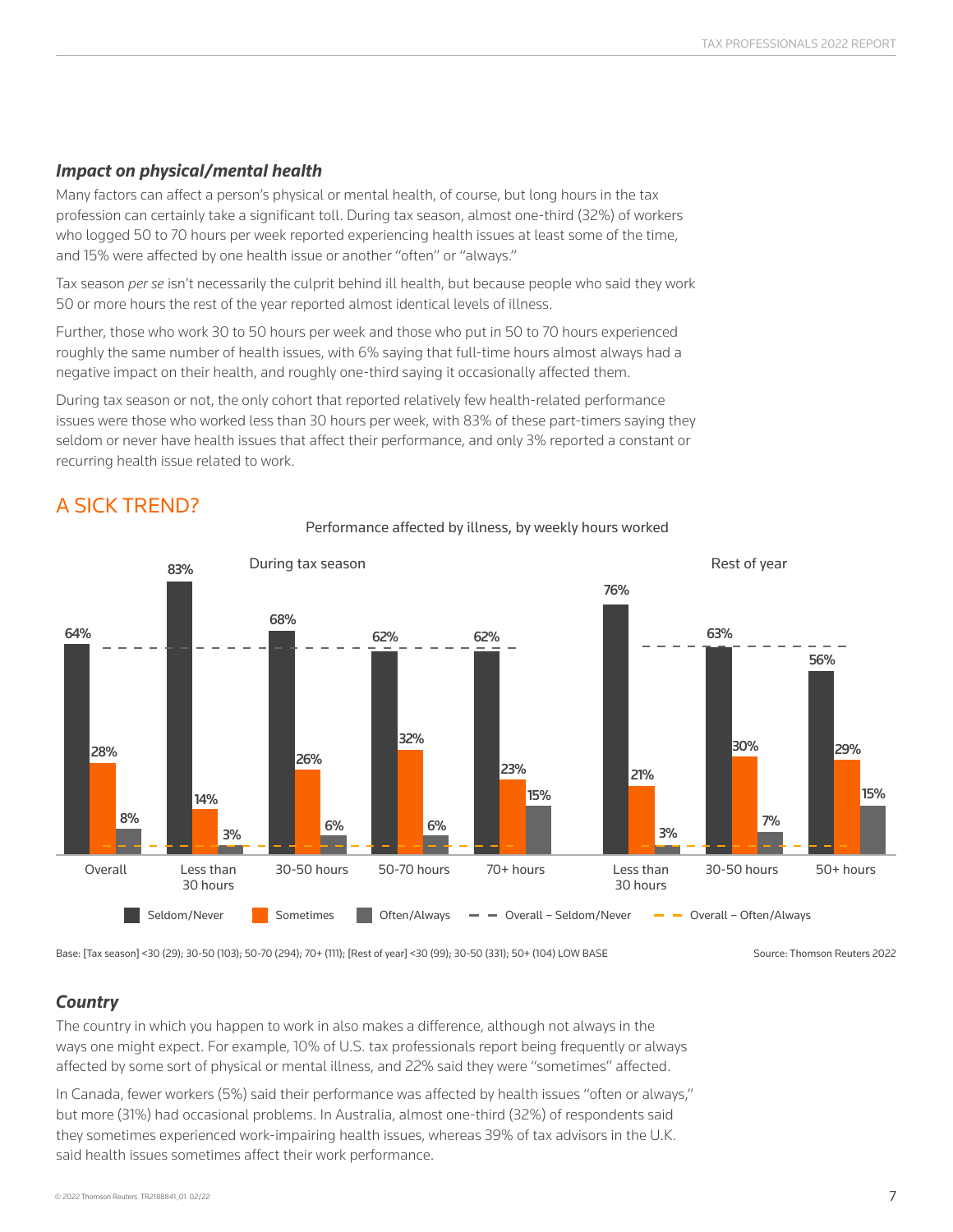### *Impact on physical/mental health*

Many factors can affect a person's physical or mental health, of course, but long hours in the tax profession can certainly take a significant toll. During tax season, almost one-third (32%) of workers who logged 50 to 70 hours per week reported experiencing health issues at least some of the time, and 15% were affected by one health issue or another "often" or "always."

Tax season *per se* isn't necessarily the culprit behind ill health, but because people who said they work 50 or more hours the rest of the year reported almost identical levels of illness.

Further, those who work 30 to 50 hours per week and those who put in 50 to 70 hours experienced roughly the same number of health issues, with 6% saying that full-time hours almost always had a negative impact on their health, and roughly one-third saying it occasionally affected them.

During tax season or not, the only cohort that reported relatively few health-related performance issues were those who worked less than 30 hours per week, with 83% of these part-timers saying they seldom or never have health issues that affect their performance, and only 3% reported a constant or recurring health issue related to work.

## A SICK TREND?

Performance affected by illness, by weekly hours worked

| | During tax season | | | | | Rest of year | | |
|---|---|---|---|---|---|---|---|---|
| | Overall | Less than 30 hours | 30-50 hours | 50-70 hours | 70+ hours | Less than 30 hours | 30-50 hours | 50+ hours |
| Seldom/Never | 64% | 83% | 68% | 62% | 62% | 76% | 63% | 56% |
| Sometimes | 28% | 14% | 26% | 32% | 23% | 21% | 30% | 29% |
| Often/Always | 8% | 3% | 6% | 6% | 15% | 3% | 7% | 15% |

Legend: Seldom/Never; Sometimes; Often/Always; Overall – Seldom/Never; Overall – Often/Always

Base: [Tax season] <30 (29); 30-50 (103); 50-70 (294); 70+ (111); [Rest of year] <30 (99); 30-50 (331); 50+ (104) LOW BASE

Source: Thomson Reuters 2022

### *Country*

The country in which you happen to work in also makes a difference, although not always in the ways one might expect. For example, 10% of U.S. tax professionals report being frequently or always affected by some sort of physical or mental illness, and 22% said they were "sometimes" affected.

In Canada, fewer workers (5%) said their performance was affected by health issues "often or always," but more (31%) had occasional problems. In Australia, almost one-third (32%) of respondents said they sometimes experienced work-impairing health issues, whereas 39% of tax advisors in the U.K. said health issues sometimes affect their work performance.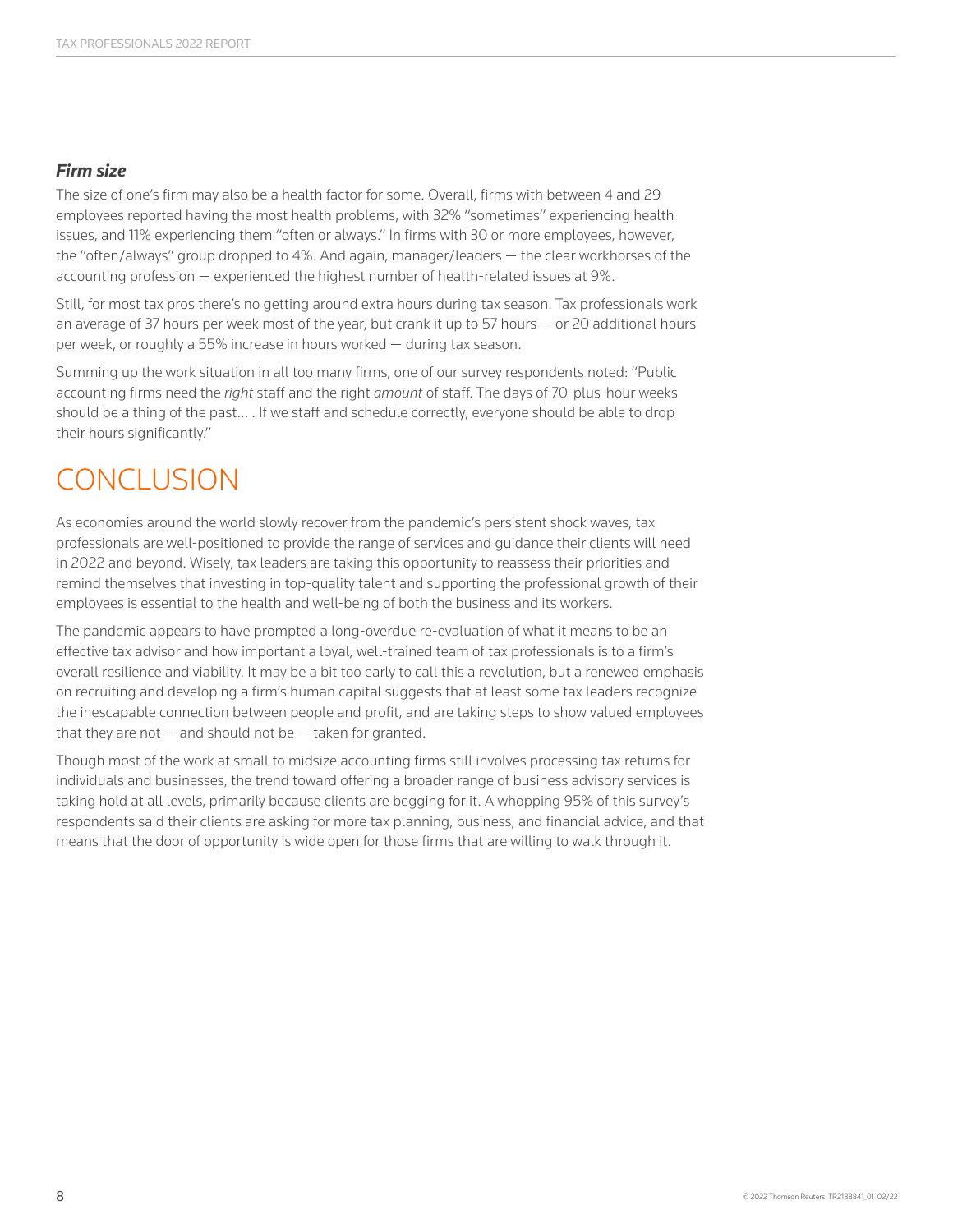### *Firm size*

The size of one's firm may also be a health factor for some. Overall, firms with between 4 and 29 employees reported having the most health problems, with 32% "sometimes" experiencing health issues, and 11% experiencing them "often or always." In firms with 30 or more employees, however, the "often/always" group dropped to 4%. And again, manager/leaders — the clear workhorses of the accounting profession — experienced the highest number of health-related issues at 9%.

Still, for most tax pros there's no getting around extra hours during tax season. Tax professionals work an average of 37 hours per week most of the year, but crank it up to 57 hours — or 20 additional hours per week, or roughly a 55% increase in hours worked — during tax season.

Summing up the work situation in all too many firms, one of our survey respondents noted: "Public accounting firms need the *right* staff and the right *amount* of staff. The days of 70-plus-hour weeks should be a thing of the past… . If we staff and schedule correctly, everyone should be able to drop their hours significantly."

# CONCLUSION

As economies around the world slowly recover from the pandemic's persistent shock waves, tax professionals are well-positioned to provide the range of services and guidance their clients will need in 2022 and beyond. Wisely, tax leaders are taking this opportunity to reassess their priorities and remind themselves that investing in top-quality talent and supporting the professional growth of their employees is essential to the health and well-being of both the business and its workers.

The pandemic appears to have prompted a long-overdue re-evaluation of what it means to be an effective tax advisor and how important a loyal, well-trained team of tax professionals is to a firm's overall resilience and viability. It may be a bit too early to call this a revolution, but a renewed emphasis on recruiting and developing a firm's human capital suggests that at least some tax leaders recognize the inescapable connection between people and profit, and are taking steps to show valued employees that they are not — and should not be — taken for granted.

Though most of the work at small to midsize accounting firms still involves processing tax returns for individuals and businesses, the trend toward offering a broader range of business advisory services is taking hold at all levels, primarily because clients are begging for it. A whopping 95% of this survey's respondents said their clients are asking for more tax planning, business, and financial advice, and that means that the door of opportunity is wide open for those firms that are willing to walk through it.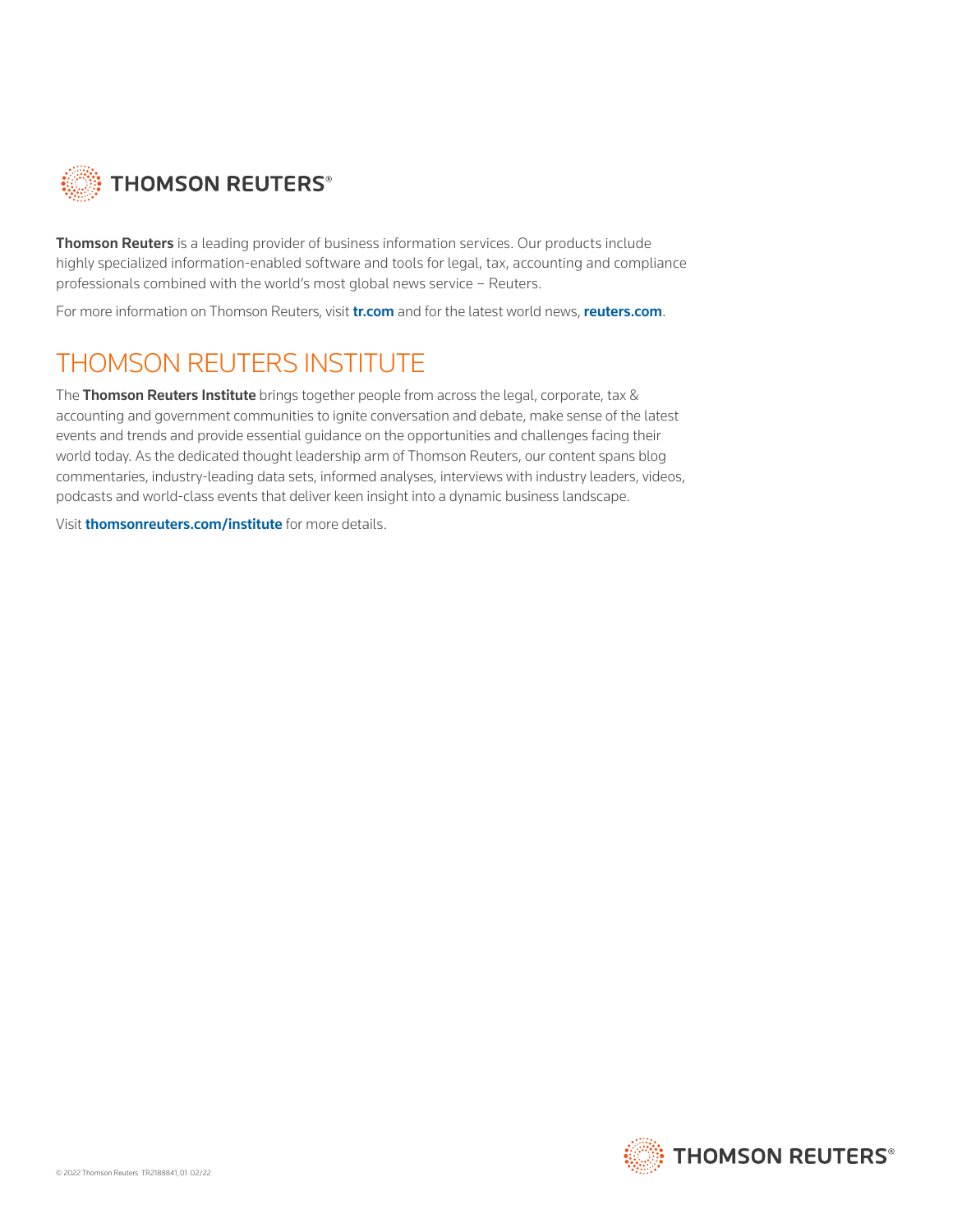**THOMSON REUTERS®**

**Thomson Reuters** is a leading provider of business information services. Our products include highly specialized information-enabled software and tools for legal, tax, accounting and compliance professionals combined with the world's most global news service – Reuters.

For more information on Thomson Reuters, visit **tr.com** and for the latest world news, **reuters.com**.

## THOMSON REUTERS INSTITUTE

The **Thomson Reuters Institute** brings together people from across the legal, corporate, tax & accounting and government communities to ignite conversation and debate, make sense of the latest events and trends and provide essential guidance on the opportunities and challenges facing their world today. As the dedicated thought leadership arm of Thomson Reuters, our content spans blog commentaries, industry-leading data sets, informed analyses, interviews with industry leaders, videos, podcasts and world-class events that deliver keen insight into a dynamic business landscape.

Visit **thomsonreuters.com/institute** for more details.

© 2022 Thomson Reuters TR2188841_01 02/22